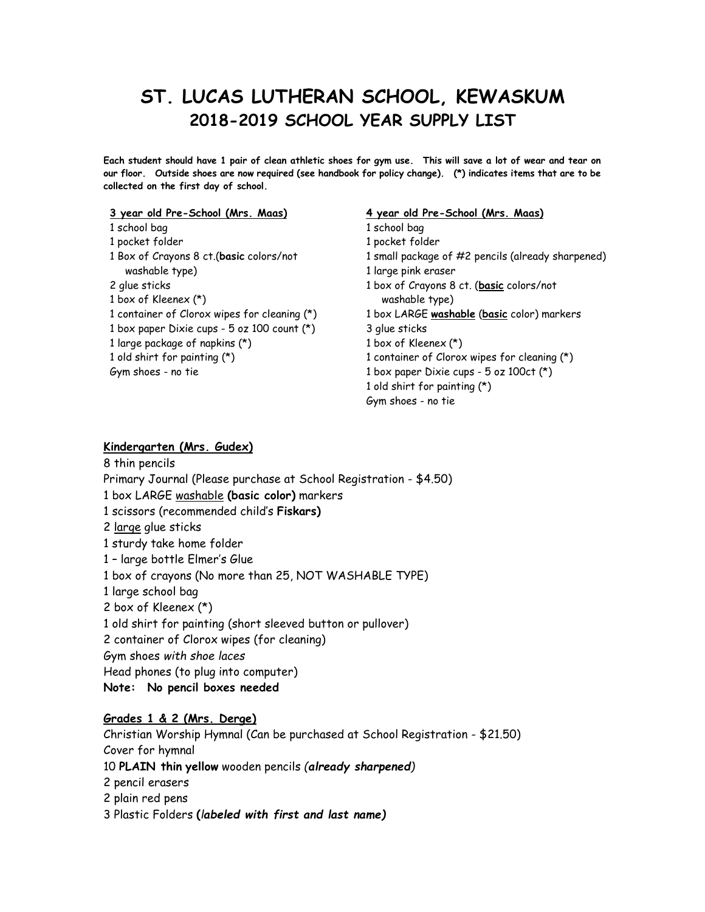# ST. LUCAS LUTHERAN SCHOOL, KEWASKUM
## 2018-2019 SCHOOL YEAR SUPPLY LIST

**Each student should have 1 pair of clean athletic shoes for gym use. This will save a lot of wear and tear on our floor. Outside shoes are now required (see handbook for policy change). (*) indicates items that are to be collected on the first day of school.**

### 3 year old Pre-School (Mrs. Maas)

1 school bag  
1 pocket folder  
1 Box of Crayons 8 ct.(**basic** colors/not washable type)  
2 glue sticks  
1 box of Kleenex (*)  
1 container of Clorox wipes for cleaning (*)  
1 box paper Dixie cups - 5 oz 100 count (*)  
1 large package of napkins (*)  
1 old shirt for painting (*)  
Gym shoes - no tie

### 4 year old Pre-School (Mrs. Maas)

1 school bag  
1 pocket folder  
1 small package of #2 pencils (already sharpened)  
1 large pink eraser  
1 box of Crayons 8 ct. (**basic** colors/not washable type)  
1 box LARGE **washable** (**basic** color) markers  
3 glue sticks  
1 box of Kleenex (*)  
1 container of Clorox wipes for cleaning (*)  
1 box paper Dixie cups - 5 oz 100ct (*)  
1 old shirt for painting (*)  
Gym shoes - no tie

### Kindergarten (Mrs. Gudex)

8 thin pencils  
Primary Journal (Please purchase at School Registration - $4.50)  
1 box LARGE washable **(basic color)** markers  
1 scissors (recommended child's **Fiskars)**  
2 large glue sticks  
1 sturdy take home folder  
1 – large bottle Elmer's Glue  
1 box of crayons (No more than 25, NOT WASHABLE TYPE)  
1 large school bag  
2 box of Kleenex (*)  
1 old shirt for painting (short sleeved button or pullover)  
2 container of Clorox wipes (for cleaning)  
Gym shoes *with shoe laces*  
Head phones (to plug into computer)  
**Note: No pencil boxes needed**

### Grades 1 & 2 (Mrs. Derge)

Christian Worship Hymnal (Can be purchased at School Registration - $21.50)  
Cover for hymnal  
10 **PLAIN thin yellow** wooden pencils *(**already sharpened**)*  
2 pencil erasers  
2 plain red pens  
3 Plastic Folders ***(labeled with first and last name)***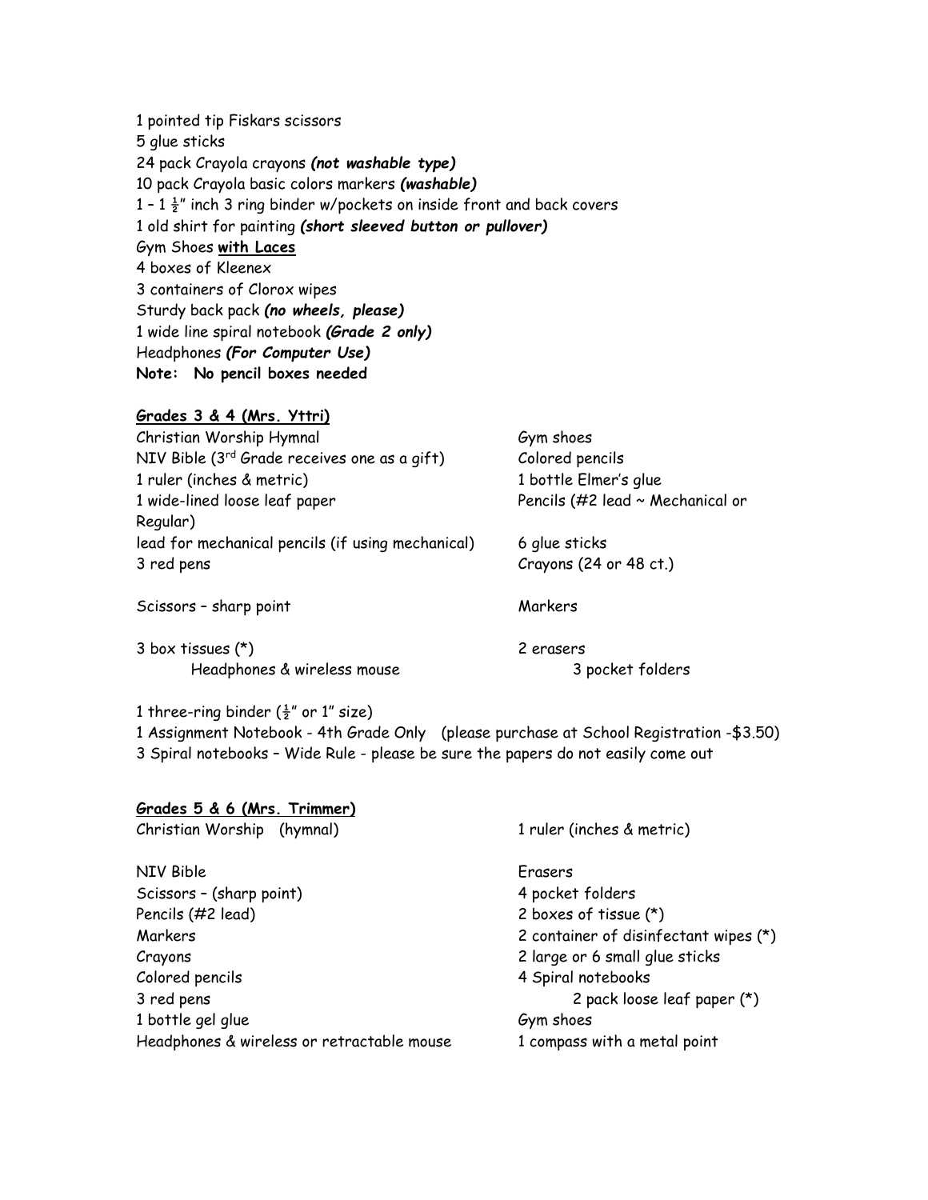1 pointed tip Fiskars scissors
5 glue sticks
24 pack Crayola crayons ***(not washable type)***
10 pack Crayola basic colors markers ***(washable)***
1 – 1 ½" inch 3 ring binder w/pockets on inside front and back covers
1 old shirt for painting ***(short sleeved button or pullover)***
Gym Shoes **<u>with Laces</u>**
4 boxes of Kleenex
3 containers of Clorox wipes
Sturdy back pack ***(no wheels, please)***
1 wide line spiral notebook ***(Grade 2 only)***
Headphones ***(For Computer Use)***
**Note: No pencil boxes needed**

**<u>Grades 3 & 4 (Mrs. Yttri)</u>**

Christian Worship Hymnal
NIV Bible (3rd Grade receives one as a gift)
1 ruler (inches & metric)
1 wide-lined loose leaf paper
lead for mechanical pencils (if using mechanical)
3 red pens
Scissors – sharp point
3 box tissues (*)
Headphones & wireless mouse
Gym shoes
Colored pencils
1 bottle Elmer's glue
Pencils (#2 lead ~ Mechanical or Regular)
6 glue sticks
Crayons (24 or 48 ct.)
Markers
2 erasers
3 pocket folders

1 three-ring binder (½" or 1" size)
1 Assignment Notebook - 4th Grade Only (please purchase at School Registration -$3.50)
3 Spiral notebooks – Wide Rule - please be sure the papers do not easily come out

**<u>Grades 5 & 6 (Mrs. Trimmer)</u>**

Christian Worship (hymnal)
NIV Bible
Scissors – (sharp point)
Pencils (#2 lead)
Markers
Crayons
Colored pencils
3 red pens
1 bottle gel glue
Headphones & wireless or retractable mouse
1 ruler (inches & metric)
Erasers
4 pocket folders
2 boxes of tissue (*)
2 container of disinfectant wipes (*)
2 large or 6 small glue sticks
4 Spiral notebooks
2 pack loose leaf paper (*)
Gym shoes
1 compass with a metal point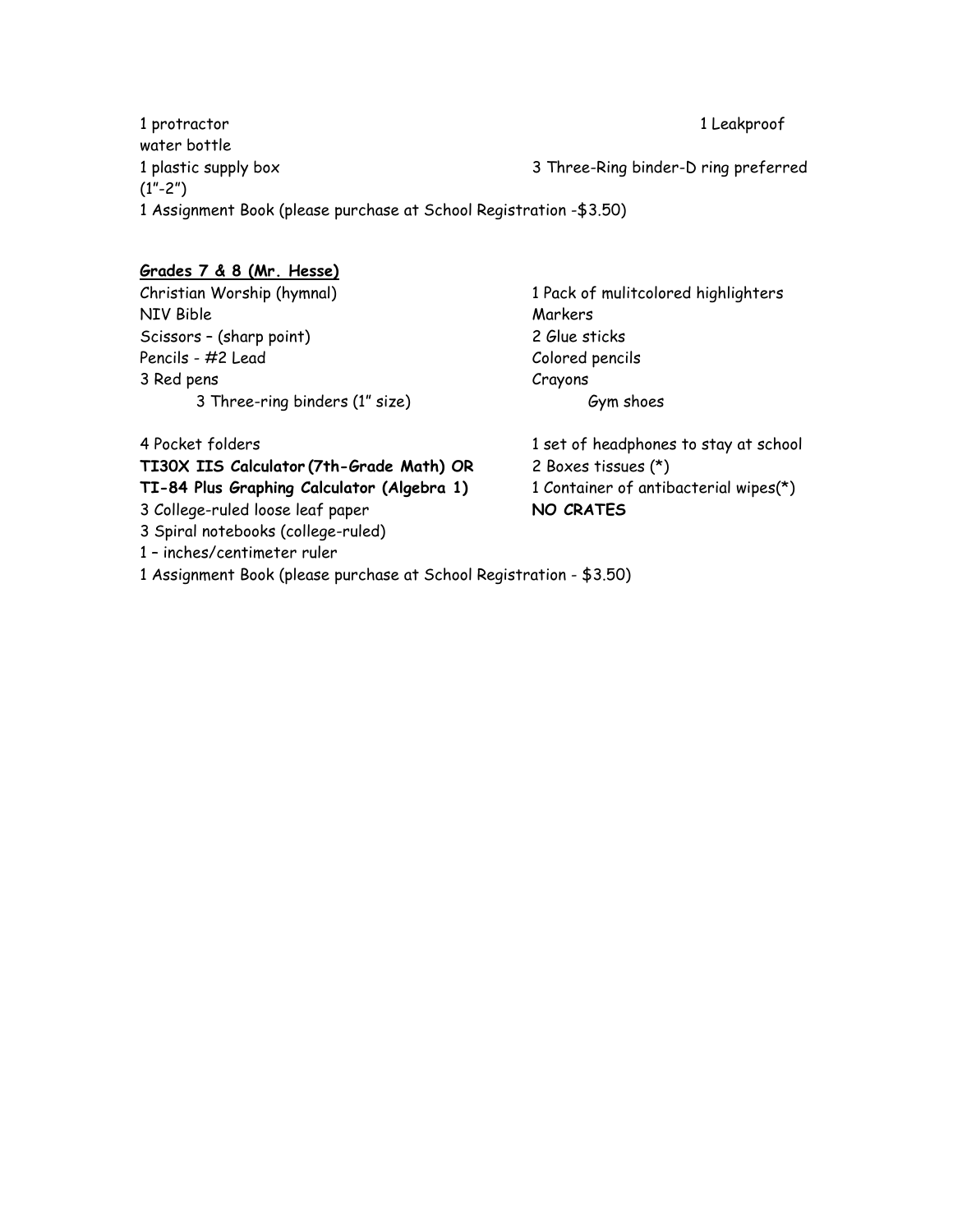1 protractor

1 Leakproof water bottle

1 plastic supply box

3 Three-Ring binder-D ring preferred (1"-2")

1 Assignment Book (please purchase at School Registration -$3.50)

**Grades 7 & 8 (Mr. Hesse)**

Christian Worship (hymnal)

NIV Bible

Scissors – (sharp point)

Pencils - #2 Lead

3 Red pens

3 Three-ring binders (1" size)

1 Pack of mulitcolored highlighters

Markers

2 Glue sticks

Colored pencils

Crayons

Gym shoes

4 Pocket folders

**TI30X IIS Calculator (7th-Grade Math) OR**

**TI-84 Plus Graphing Calculator (Algebra 1)**

3 College-ruled loose leaf paper

3 Spiral notebooks (college-ruled)

1 – inches/centimeter ruler

1 set of headphones to stay at school

2 Boxes tissues (*)

1 Container of antibacterial wipes(*)

**NO CRATES**

1 Assignment Book (please purchase at School Registration - $3.50)